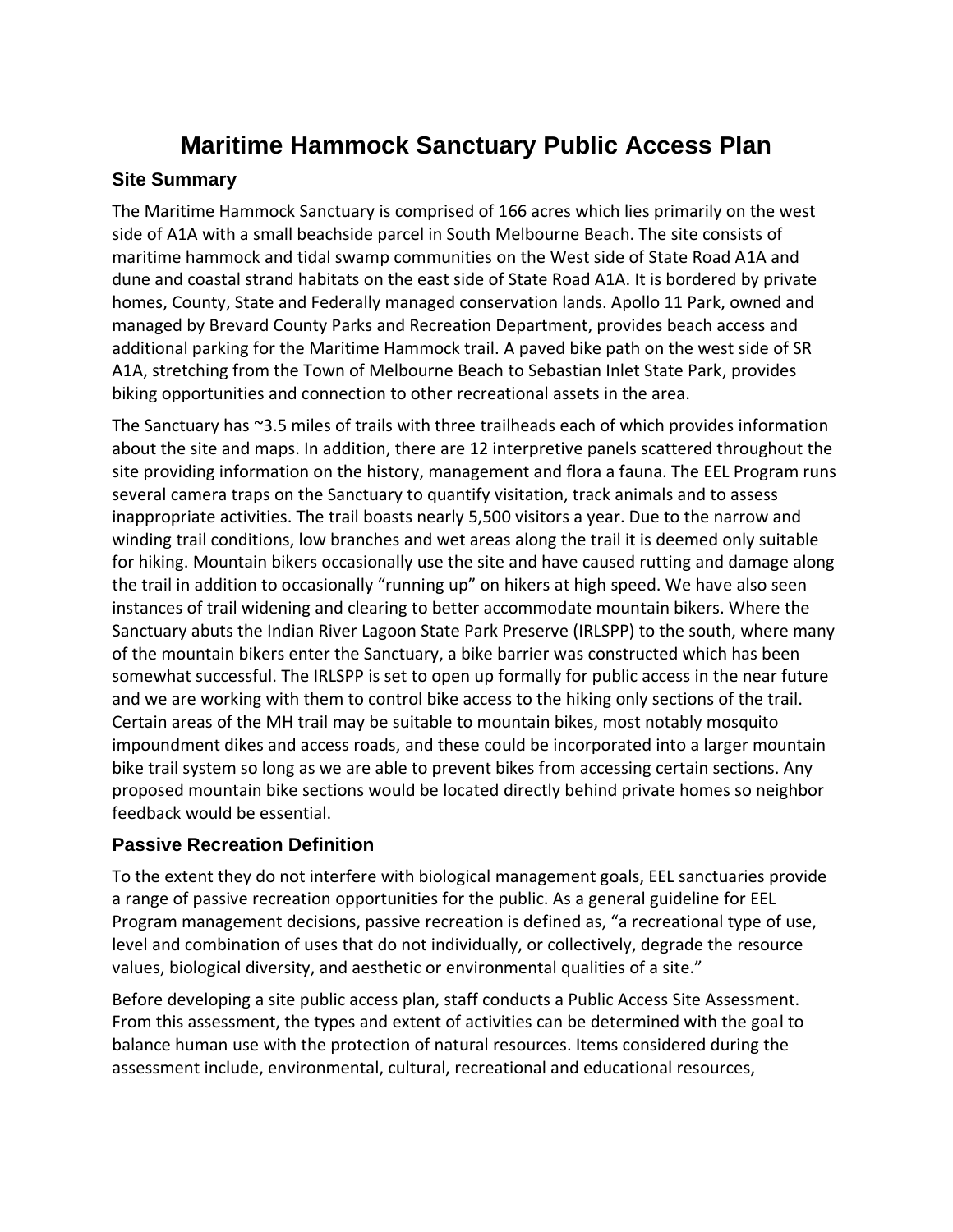# Maritime Hammock Sanctuary Public Access Plan

## Site Summary

The Maritime Hammock Sanctuary is comprised of 166 acres which lies primarily on the west side of A1A with a small beachside parcel in South Melbourne Beach. The site consists of maritime hammock and tidal swamp communities on the West side of State Road A1A and dune and coastal strand habitats on the east side of State Road A1A. It is bordered by private homes, County, State and Federally managed conservation lands. Apollo 11 Park, owned and managed by Brevard County Parks and Recreation Department, provides beach access and additional parking for the Maritime Hammock trail. A paved bike path on the west side of SR A1A, stretching from the Town of Melbourne Beach to Sebastian Inlet State Park, provides biking opportunities and connection to other recreational assets in the area.

The Sanctuary has ~3.5 miles of trails with three trailheads each of which provides information about the site and maps. In addition, there are 12 interpretive panels scattered throughout the site providing information on the history, management and flora a fauna. The EEL Program runs several camera traps on the Sanctuary to quantify visitation, track animals and to assess inappropriate activities. The trail boasts nearly 5,500 visitors a year. Due to the narrow and winding trail conditions, low branches and wet areas along the trail it is deemed only suitable for hiking. Mountain bikers occasionally use the site and have caused rutting and damage along the trail in addition to occasionally "running up" on hikers at high speed. We have also seen instances of trail widening and clearing to better accommodate mountain bikers. Where the Sanctuary abuts the Indian River Lagoon State Park Preserve (IRLSPP) to the south, where many of the mountain bikers enter the Sanctuary, a bike barrier was constructed which has been somewhat successful. The IRLSPP is set to open up formally for public access in the near future and we are working with them to control bike access to the hiking only sections of the trail. Certain areas of the MH trail may be suitable to mountain bikes, most notably mosquito impoundment dikes and access roads, and these could be incorporated into a larger mountain bike trail system so long as we are able to prevent bikes from accessing certain sections. Any proposed mountain bike sections would be located directly behind private homes so neighbor feedback would be essential.

## Passive Recreation Definition

To the extent they do not interfere with biological management goals, EEL sanctuaries provide a range of passive recreation opportunities for the public. As a general guideline for EEL Program management decisions, passive recreation is defined as, "a recreational type of use, level and combination of uses that do not individually, or collectively, degrade the resource values, biological diversity, and aesthetic or environmental qualities of a site."

Before developing a site public access plan, staff conducts a Public Access Site Assessment. From this assessment, the types and extent of activities can be determined with the goal to balance human use with the protection of natural resources. Items considered during the assessment include, environmental, cultural, recreational and educational resources,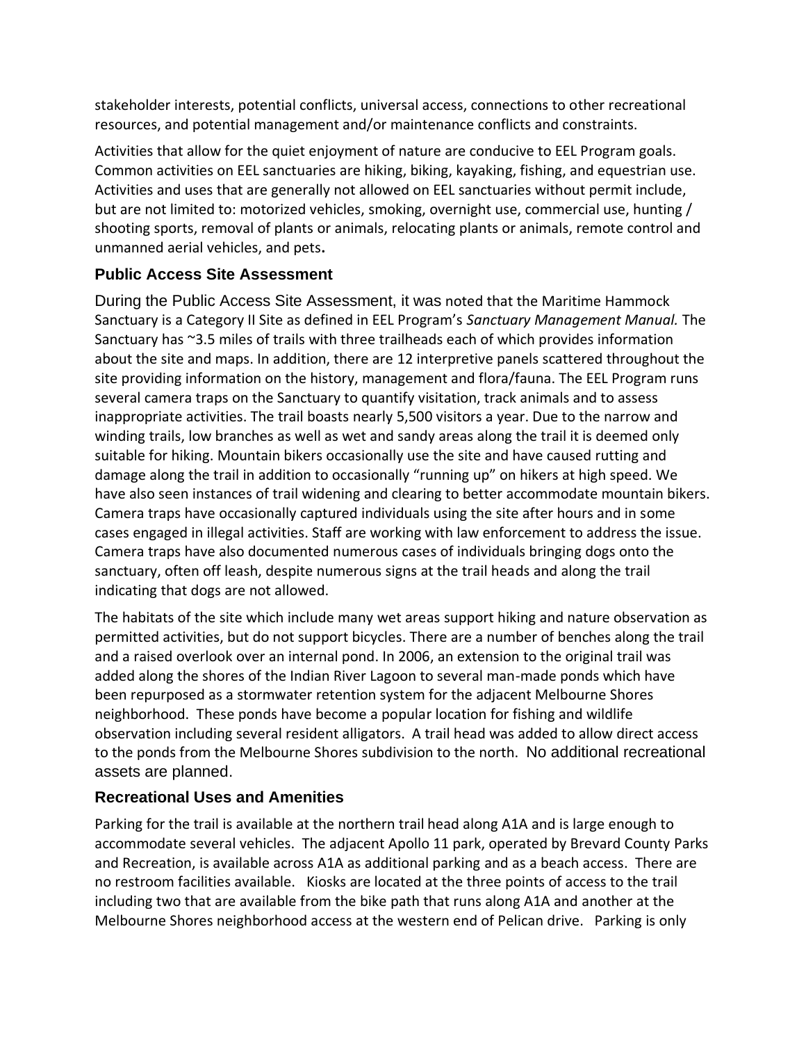stakeholder interests, potential conflicts, universal access, connections to other recreational resources, and potential management and/or maintenance conflicts and constraints.

Activities that allow for the quiet enjoyment of nature are conducive to EEL Program goals. Common activities on EEL sanctuaries are hiking, biking, kayaking, fishing, and equestrian use. Activities and uses that are generally not allowed on EEL sanctuaries without permit include, but are not limited to: motorized vehicles, smoking, overnight use, commercial use, hunting / shooting sports, removal of plants or animals, relocating plants or animals, remote control and unmanned aerial vehicles, and pets.

### Public Access Site Assessment

During the Public Access Site Assessment, it was noted that the Maritime Hammock Sanctuary is a Category II Site as defined in EEL Program's *Sanctuary Management Manual.* The Sanctuary has ~3.5 miles of trails with three trailheads each of which provides information about the site and maps. In addition, there are 12 interpretive panels scattered throughout the site providing information on the history, management and flora/fauna. The EEL Program runs several camera traps on the Sanctuary to quantify visitation, track animals and to assess inappropriate activities. The trail boasts nearly 5,500 visitors a year. Due to the narrow and winding trails, low branches as well as wet and sandy areas along the trail it is deemed only suitable for hiking. Mountain bikers occasionally use the site and have caused rutting and damage along the trail in addition to occasionally "running up" on hikers at high speed. We have also seen instances of trail widening and clearing to better accommodate mountain bikers. Camera traps have occasionally captured individuals using the site after hours and in some cases engaged in illegal activities. Staff are working with law enforcement to address the issue. Camera traps have also documented numerous cases of individuals bringing dogs onto the sanctuary, often off leash, despite numerous signs at the trail heads and along the trail indicating that dogs are not allowed.

The habitats of the site which include many wet areas support hiking and nature observation as permitted activities, but do not support bicycles. There are a number of benches along the trail and a raised overlook over an internal pond. In 2006, an extension to the original trail was added along the shores of the Indian River Lagoon to several man-made ponds which have been repurposed as a stormwater retention system for the adjacent Melbourne Shores neighborhood. These ponds have become a popular location for fishing and wildlife observation including several resident alligators. A trail head was added to allow direct access to the ponds from the Melbourne Shores subdivision to the north. No additional recreational assets are planned.

### Recreational Uses and Amenities

Parking for the trail is available at the northern trail head along A1A and is large enough to accommodate several vehicles. The adjacent Apollo 11 park, operated by Brevard County Parks and Recreation, is available across A1A as additional parking and as a beach access. There are no restroom facilities available. Kiosks are located at the three points of access to the trail including two that are available from the bike path that runs along A1A and another at the Melbourne Shores neighborhood access at the western end of Pelican drive. Parking is only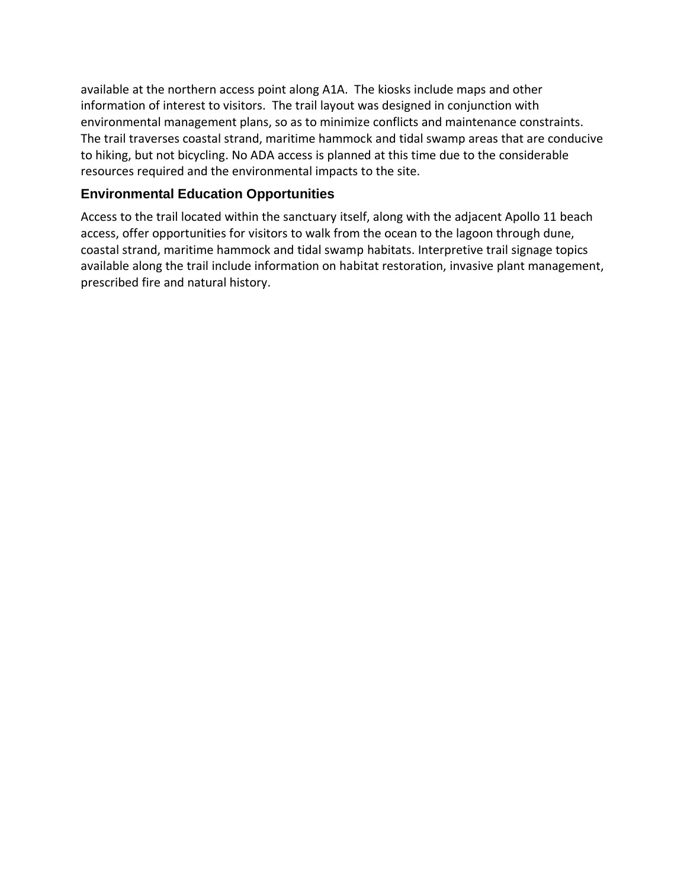available at the northern access point along A1A. The kiosks include maps and other information of interest to visitors. The trail layout was designed in conjunction with environmental management plans, so as to minimize conflicts and maintenance constraints. The trail traverses coastal strand, maritime hammock and tidal swamp areas that are conducive to hiking, but not bicycling. No ADA access is planned at this time due to the considerable resources required and the environmental impacts to the site.

## Environmental Education Opportunities

Access to the trail located within the sanctuary itself, along with the adjacent Apollo 11 beach access, offer opportunities for visitors to walk from the ocean to the lagoon through dune, coastal strand, maritime hammock and tidal swamp habitats. Interpretive trail signage topics available along the trail include information on habitat restoration, invasive plant management, prescribed fire and natural history.